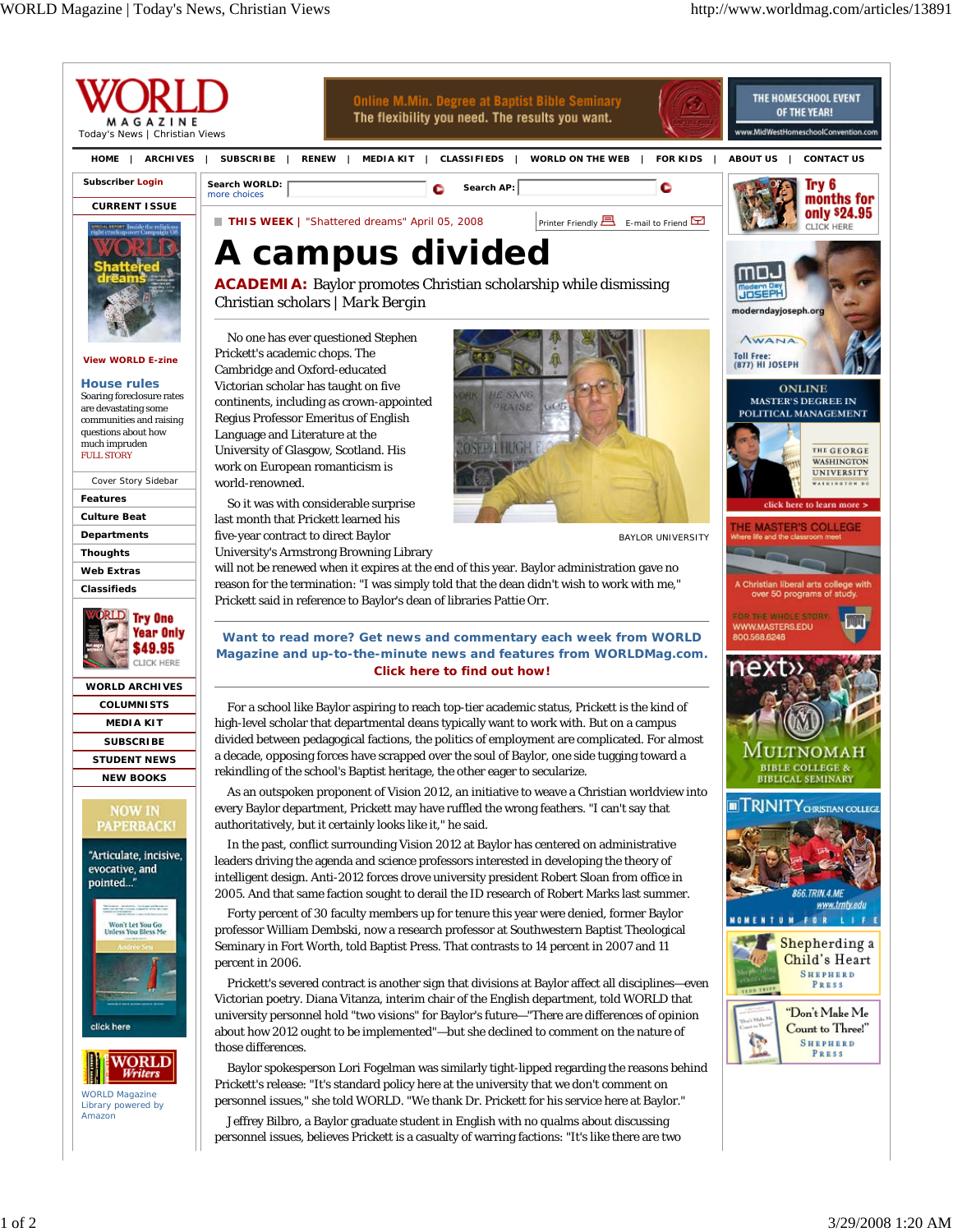THIS WEEK | "Shattered dreams" April 05, 2008

# A campus divided

**ACADEMIA:** Baylor promotes Christian scholarship while dismissing Christian scholars | Mark Bergin

No one has ever questioned Stephen Prickett's academic chops. The Cambridge and Oxford-educated Victorian scholar has taught on five continents, including as crown-appointed Regius Professor Emeritus of English Language and Literature at the University of Glasgow, Scotland. His work on European romanticism is world-renowned.

BAYLOR UNIVERSITY

So it was with considerable surprise last month that Prickett learned his five-year contract to direct Baylor University's Armstrong Browning Library will not be renewed when it expires at the end of this year. Baylor administration gave no reason for the termination: "I was simply told that the dean didn't wish to work with me," Prickett said in reference to Baylor's dean of libraries Pattie Orr.

**Want to read more? Get news and commentary each week from WORLD Magazine and up-to-the-minute news and features from WORLDMag.com. Click here to find out how!**

For a school like Baylor aspiring to reach top-tier academic status, Prickett is the kind of high-level scholar that departmental deans typically want to work with. But on a campus divided between pedagogical factions, the politics of employment are complicated. For almost a decade, opposing forces have scrapped over the soul of Baylor, one side tugging toward a rekindling of the school's Baptist heritage, the other eager to secularize.

As an outspoken proponent of Vision 2012, an initiative to weave a Christian worldview into every Baylor department, Prickett may have ruffled the wrong feathers. "I can't say that authoritatively, but it certainly looks like it," he said.

In the past, conflict surrounding Vision 2012 at Baylor has centered on administrative leaders driving the agenda and science professors interested in developing the theory of intelligent design. Anti-2012 forces drove university president Robert Sloan from office in 2005. And that same faction sought to derail the ID research of Robert Marks last summer.

Forty percent of 30 faculty members up for tenure this year were denied, former Baylor professor William Dembski, now a research professor at Southwestern Baptist Theological Seminary in Fort Worth, told Baptist Press. That contrasts to 14 percent in 2007 and 11 percent in 2006.

Prickett's severed contract is another sign that divisions at Baylor affect all disciplines—even Victorian poetry. Diana Vitanza, interim chair of the English department, told WORLD that university personnel hold "two visions" for Baylor's future—"There are differences of opinion about how 2012 ought to be implemented"—but she declined to comment on the nature of those differences.

Baylor spokesperson Lori Fogelman was similarly tight-lipped regarding the reasons behind Prickett's release: "It's standard policy here at the university that we don't comment on personnel issues," she told WORLD. "We thank Dr. Prickett for his service here at Baylor."

Jeffrey Bilbro, a Baylor graduate student in English with no qualms about discussing personnel issues, believes Prickett is a casualty of warring factions: "It's like there are two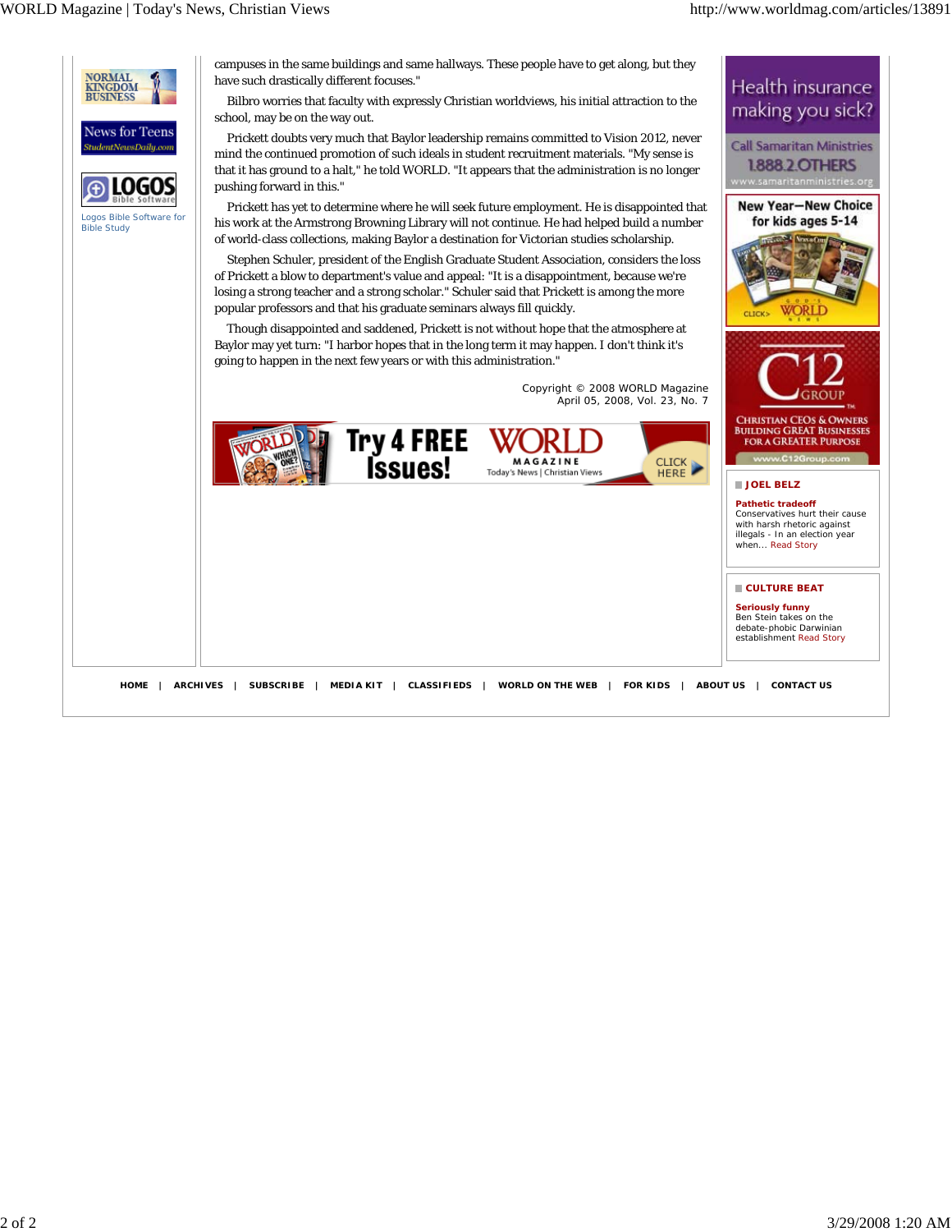campuses in the same buildings and same hallways. These people have to get along, but they have such drastically different focuses."

Bilbro worries that faculty with expressly Christian worldviews, his initial attraction to the school, may be on the way out.

Prickett doubts very much that Baylor leadership remains committed to Vision 2012, never mind the continued promotion of such ideals in student recruitment materials. "My sense is that it has ground to a halt," he told WORLD. "It appears that the administration is no longer pushing forward in this."

Prickett has yet to determine where he will seek future employment. He is disappointed that his work at the Armstrong Browning Library will not continue. He had helped build a number of world-class collections, making Baylor a destination for Victorian studies scholarship.

Stephen Schuler, president of the English Graduate Student Association, considers the loss of Prickett a blow to department's value and appeal: "It is a disappointment, because we're losing a strong teacher and a strong scholar." Schuler said that Prickett is among the more popular professors and that his graduate seminars always fill quickly.

Though disappointed and saddened, Prickett is not without hope that the atmosphere at Baylor may yet turn: "I harbor hopes that in the long term it may happen. I don't think it's going to happen in the next few years or with this administration."

Copyright © 2008 WORLD Magazine
April 05, 2008, Vol. 23, No. 7

Logos Bible Software for Bible Study

**JOEL BELZ**

**Pathetic tradeoff**
Conservatives hurt their cause with harsh rhetoric against illegals - In an election year when... Read Story

**CULTURE BEAT**

**Seriously funny**
Ben Stein takes on the debate-phobic Darwinian establishment Read Story

HOME | ARCHIVES | SUBSCRIBE | MEDIA KIT | CLASSIFIEDS | WORLD ON THE WEB | FOR KIDS | ABOUT US | CONTACT US